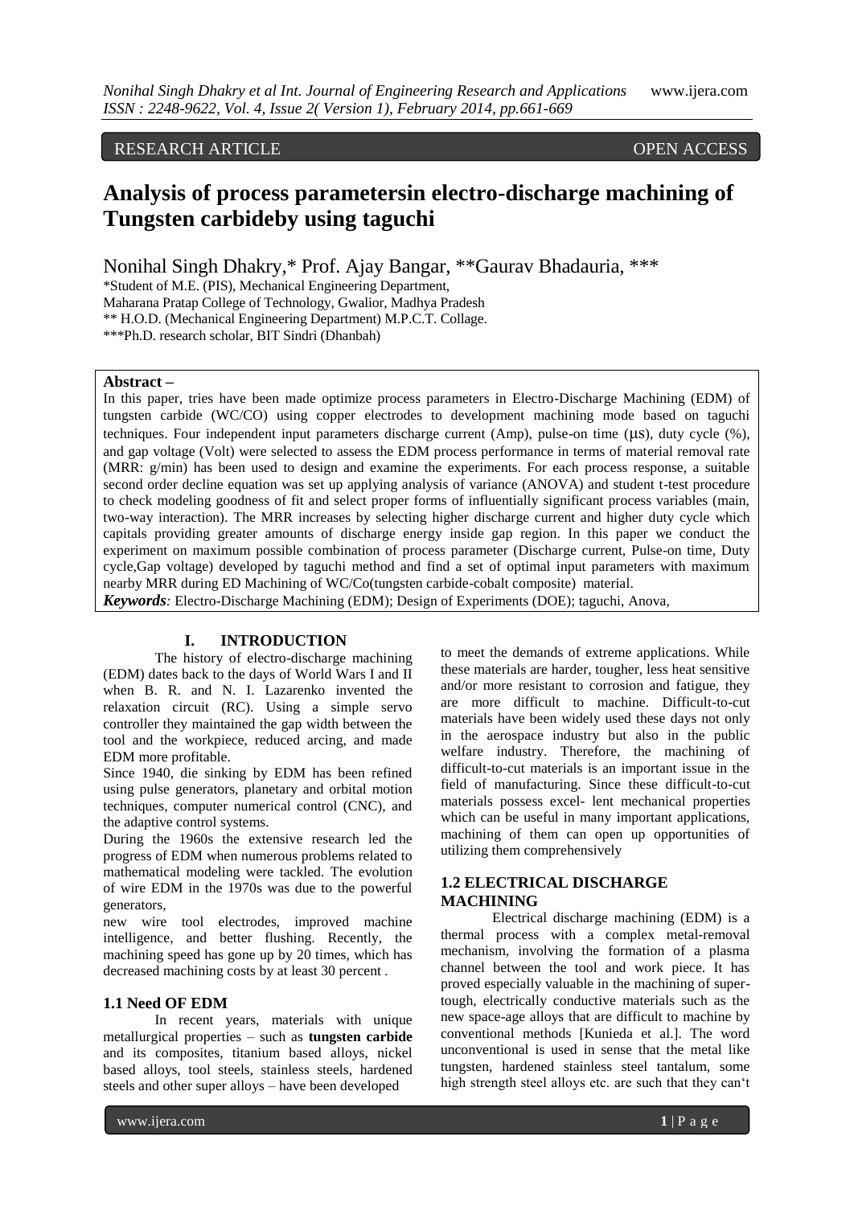RESEARCH ARTICLE OPEN ACCESS

# Analysis of process parametersin electro-discharge machining of Tungsten carbideby using taguchi

Nonihal Singh Dhakry,* Prof. Ajay Bangar, **Gaurav Bhadauria, ***

*Student of M.E. (PIS), Mechanical Engineering Department,
Maharana Pratap College of Technology, Gwalior, Madhya Pradesh
** H.O.D. (Mechanical Engineering Department) M.P.C.T. Collage.
***Ph.D. research scholar, BIT Sindri (Dhanbah)

**Abstract –**

In this paper, tries have been made optimize process parameters in Electro-Discharge Machining (EDM) of tungsten carbide (WC/CO) using copper electrodes to development machining mode based on taguchi techniques. Four independent input parameters discharge current (Amp), pulse-on time (μs), duty cycle (%), and gap voltage (Volt) were selected to assess the EDM process performance in terms of material removal rate (MRR: g/min) has been used to design and examine the experiments. For each process response, a suitable second order decline equation was set up applying analysis of variance (ANOVA) and student t-test procedure to check modeling goodness of fit and select proper forms of influentially significant process variables (main, two-way interaction). The MRR increases by selecting higher discharge current and higher duty cycle which capitals providing greater amounts of discharge energy inside gap region. In this paper we conduct the experiment on maximum possible combination of process parameter (Discharge current, Pulse-on time, Duty cycle,Gap voltage) developed by taguchi method and find a set of optimal input parameters with maximum nearby MRR during ED Machining of WC/Co(tungsten carbide-cobalt composite) material.

***Keywords:*** Electro-Discharge Machining (EDM); Design of Experiments (DOE); taguchi, Anova,

## I. INTRODUCTION

The history of electro-discharge machining (EDM) dates back to the days of World Wars I and II when B. R. and N. I. Lazarenko invented the relaxation circuit (RC). Using a simple servo controller they maintained the gap width between the tool and the workpiece, reduced arcing, and made EDM more profitable.

Since 1940, die sinking by EDM has been refined using pulse generators, planetary and orbital motion techniques, computer numerical control (CNC), and the adaptive control systems.

During the 1960s the extensive research led the progress of EDM when numerous problems related to mathematical modeling were tackled. The evolution of wire EDM in the 1970s was due to the powerful generators,

new wire tool electrodes, improved machine intelligence, and better flushing. Recently, the machining speed has gone up by 20 times, which has decreased machining costs by at least 30 percent .

### 1.1 Need OF EDM

In recent years, materials with unique metallurgical properties – such as **tungsten carbide** and its composites, titanium based alloys, nickel based alloys, tool steels, stainless steels, hardened steels and other super alloys – have been developed to meet the demands of extreme applications. While these materials are harder, tougher, less heat sensitive and/or more resistant to corrosion and fatigue, they are more difficult to machine. Difficult-to-cut materials have been widely used these days not only in the aerospace industry but also in the public welfare industry. Therefore, the machining of difficult-to-cut materials is an important issue in the field of manufacturing. Since these difficult-to-cut materials possess excel- lent mechanical properties which can be useful in many important applications, machining of them can open up opportunities of utilizing them comprehensively

### 1.2 ELECTRICAL DISCHARGE MACHINING

Electrical discharge machining (EDM) is a thermal process with a complex metal-removal mechanism, involving the formation of a plasma channel between the tool and work piece. It has proved especially valuable in the machining of super-tough, electrically conductive materials such as the new space-age alloys that are difficult to machine by conventional methods [Kunieda et al.]. The word unconventional is used in sense that the metal like tungsten, hardened stainless steel tantalum, some high strength steel alloys etc. are such that they can't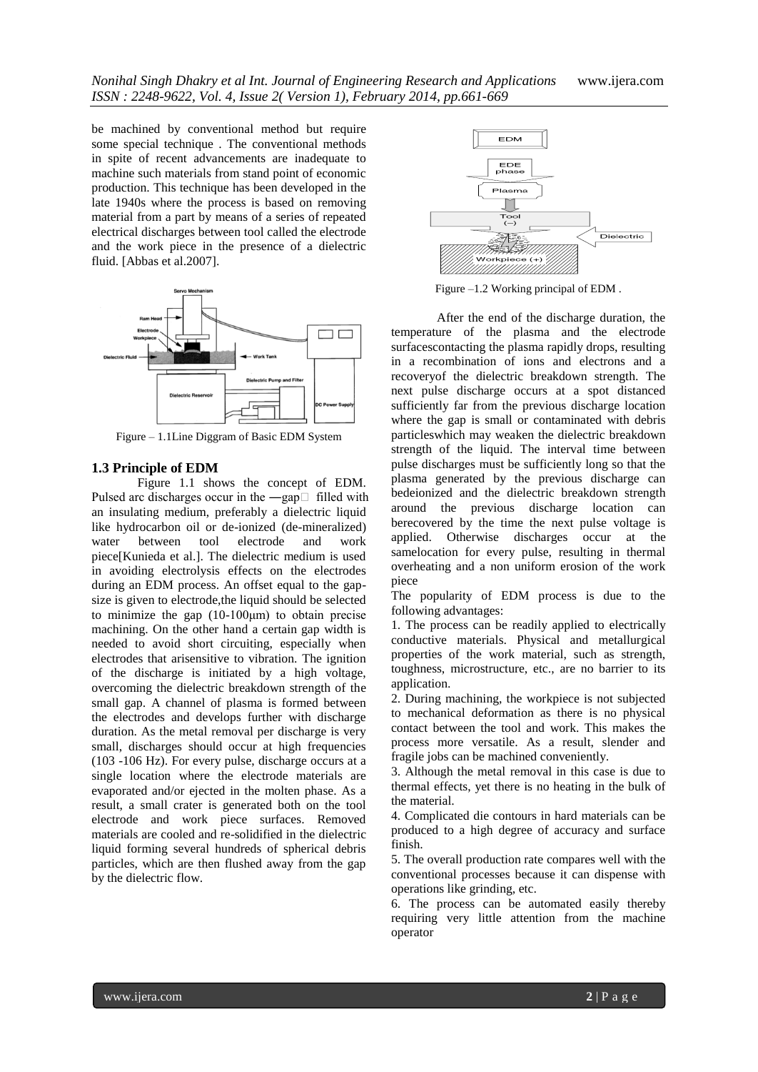be machined by conventional method but require some special technique . The conventional methods in spite of recent advancements are inadequate to machine such materials from stand point of economic production. This technique has been developed in the late 1940s where the process is based on removing material from a part by means of a series of repeated electrical discharges between tool called the electrode and the work piece in the presence of a dielectric fluid. [Abbas et al.2007].

Figure – 1.1Line Diggram of Basic EDM System

### 1.3 Principle of EDM

Figure 1.1 shows the concept of EDM. Pulsed arc discharges occur in the ―gap‖ filled with an insulating medium, preferably a dielectric liquid like hydrocarbon oil or de-ionized (de-mineralized) water between tool electrode and work piece[Kunieda et al.]. The dielectric medium is used in avoiding electrolysis effects on the electrodes during an EDM process. An offset equal to the gap-size is given to electrode,the liquid should be selected to minimize the gap (10-100μm) to obtain precise machining. On the other hand a certain gap width is needed to avoid short circuiting, especially when electrodes that arisensitive to vibration. The ignition of the discharge is initiated by a high voltage, overcoming the dielectric breakdown strength of the small gap. A channel of plasma is formed between the electrodes and develops further with discharge duration. As the metal removal per discharge is very small, discharges should occur at high frequencies (103 -106 Hz). For every pulse, discharge occurs at a single location where the electrode materials are evaporated and/or ejected in the molten phase. As a result, a small crater is generated both on the tool electrode and work piece surfaces. Removed materials are cooled and re-solidified in the dielectric liquid forming several hundreds of spherical debris particles, which are then flushed away from the gap by the dielectric flow.

Figure –1.2 Working principal of EDM .

After the end of the discharge duration, the temperature of the plasma and the electrode surfacescontacting the plasma rapidly drops, resulting in a recombination of ions and electrons and a recoveryof the dielectric breakdown strength. The next pulse discharge occurs at a spot distanced sufficiently far from the previous discharge location where the gap is small or contaminated with debris particleswhich may weaken the dielectric breakdown strength of the liquid. The interval time between pulse discharges must be sufficiently long so that the plasma generated by the previous discharge can bedeionized and the dielectric breakdown strength around the previous discharge location can berecovered by the time the next pulse voltage is applied. Otherwise discharges occur at the samelocation for every pulse, resulting in thermal overheating and a non uniform erosion of the work piece

The popularity of EDM process is due to the following advantages:

1. The process can be readily applied to electrically conductive materials. Physical and metallurgical properties of the work material, such as strength, toughness, microstructure, etc., are no barrier to its application.
2. During machining, the workpiece is not subjected to mechanical deformation as there is no physical contact between the tool and work. This makes the process more versatile. As a result, slender and fragile jobs can be machined conveniently.
3. Although the metal removal in this case is due to thermal effects, yet there is no heating in the bulk of the material.
4. Complicated die contours in hard materials can be produced to a high degree of accuracy and surface finish.
5. The overall production rate compares well with the conventional processes because it can dispense with operations like grinding, etc.
6. The process can be automated easily thereby requiring very little attention from the machine operator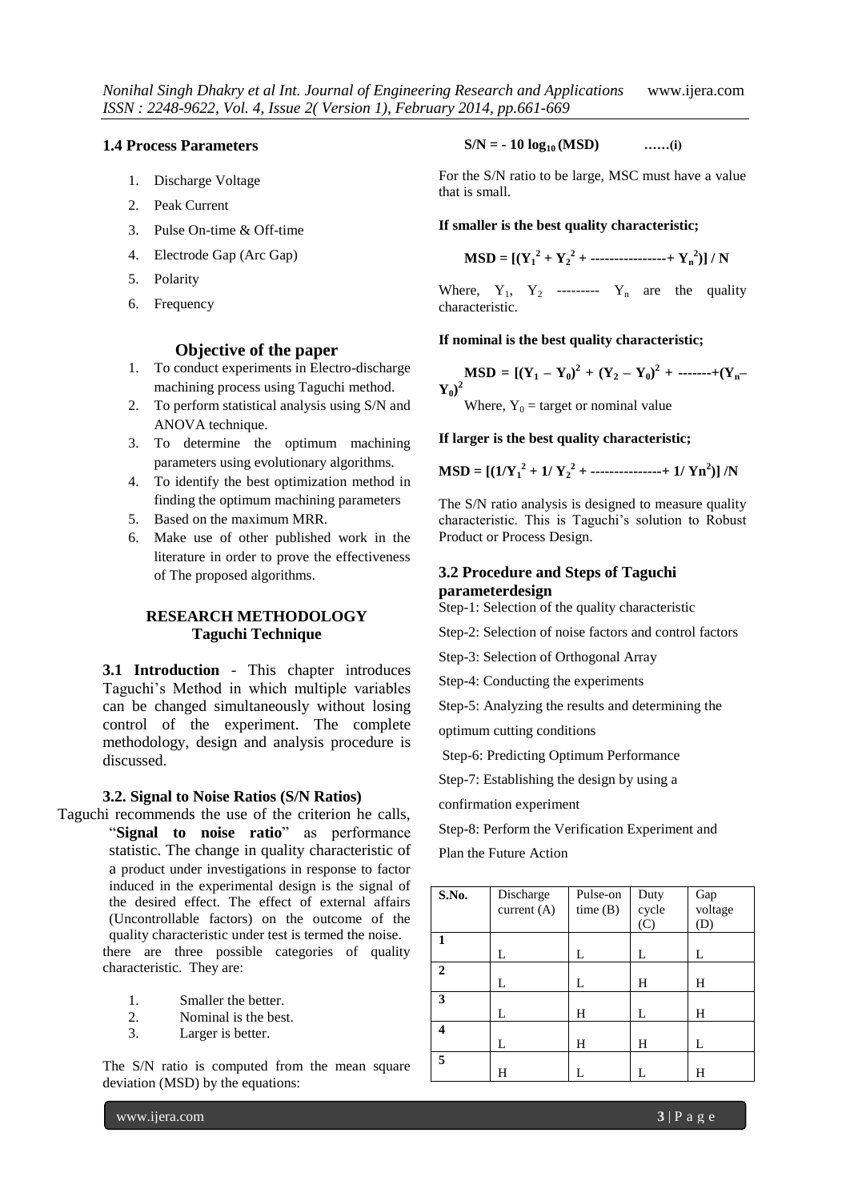### 1.4 Process Parameters

1. Discharge Voltage
2. Peak Current
3. Pulse On-time & Off-time
4. Electrode Gap (Arc Gap)
5. Polarity
6. Frequency

## Objective of the paper

1. To conduct experiments in Electro-discharge machining process using Taguchi method.
2. To perform statistical analysis using S/N and ANOVA technique.
3. To determine the optimum machining parameters using evolutionary algorithms.
4. To identify the best optimization method in finding the optimum machining parameters
5. Based on the maximum MRR.
6. Make use of other published work in the literature in order to prove the effectiveness of The proposed algorithms.

## RESEARCH METHODOLOGY
## Taguchi Technique

**3.1 Introduction** - This chapter introduces Taguchi's Method in which multiple variables can be changed simultaneously without losing control of the experiment. The complete methodology, design and analysis procedure is discussed.

### 3.2. Signal to Noise Ratios (S/N Ratios)

Taguchi recommends the use of the criterion he calls, "**Signal to noise ratio**" as performance statistic. The change in quality characteristic of a product under investigations in response to factor induced in the experimental design is the signal of the desired effect. The effect of external affairs (Uncontrollable factors) on the outcome of the quality characteristic under test is termed the noise. there are three possible categories of quality characteristic. They are:

1. Smaller the better.
2. Nominal is the best.
3. Larger is better.

The S/N ratio is computed from the mean square deviation (MSD) by the equations:

$$S/N = -10\log_{10}(MSD) \qquad \text{……(i)}$$

For the S/N ratio to be large, MSC must have a value that is small.

**If smaller is the best quality characteristic;**

$$MSD = [(Y_1^2 + Y_2^2 + \text{----------------} + Y_n^2)] / N$$

Where, $Y_1$, $Y_2$ --------- $Y_n$ are the quality characteristic.

**If nominal is the best quality characteristic;**

$$MSD = [(Y_1 - Y_0)^2 + (Y_2 - Y_0)^2 + \text{-------} + (Y_n - Y_0)^2$$

Where, $Y_0$ = target or nominal value

**If larger is the best quality characteristic;**

$$MSD = [(1/Y_1^2 + 1/Y_2^2 + \text{---------------} + 1/Yn^2)] / N$$

The S/N ratio analysis is designed to measure quality characteristic. This is Taguchi's solution to Robust Product or Process Design.

### 3.2 Procedure and Steps of Taguchi parameterdesign

Step-1: Selection of the quality characteristic

Step-2: Selection of noise factors and control factors

Step-3: Selection of Orthogonal Array

Step-4: Conducting the experiments

Step-5: Analyzing the results and determining the optimum cutting conditions

Step-6: Predicting Optimum Performance

Step-7: Establishing the design by using a confirmation experiment

Step-8: Perform the Verification Experiment and Plan the Future Action

| S.No. | Discharge current (A) | Pulse-on time (B) | Duty cycle (C) | Gap voltage (D) |
|---|---|---|---|---|
| **1** | L | L | L | L |
| **2** | L | L | H | H |
| **3** | L | H | L | H |
| **4** | L | H | H | L |
| **5** | H | L | L | H |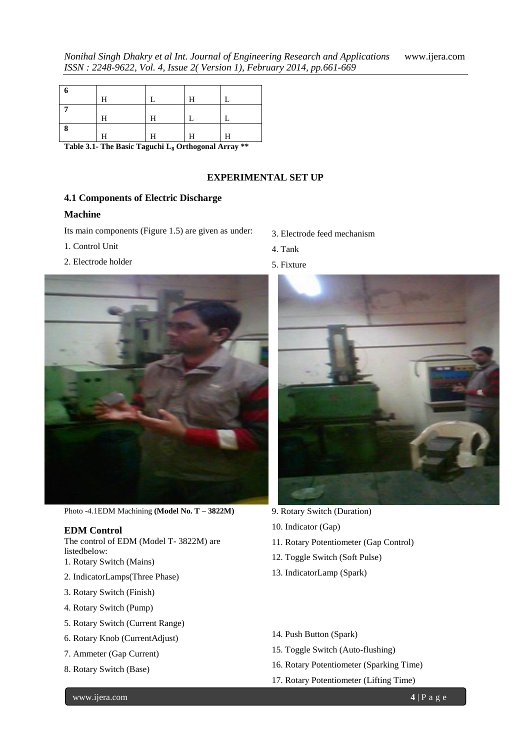| 6 | H | L | H | L |
|---|---|---|---|---|
| 7 | H | H | L | L |
| 8 | H | H | H | H |

**Table 3.1- The Basic Taguchi $L_8$ Orthogonal Array \*\***

## EXPERIMENTAL SET UP

### 4.1 Components of Electric Discharge Machine

Its main components (Figure 1.5) are given as under:

1. Control Unit
2. Electrode holder
3. Electrode feed mechanism
4. Tank
5. Fixture

Photo -4.1EDM Machining **(Model No. T – 3822M)**

### EDM Control

The control of EDM (Model T- 3822M) are listedbelow:

1. Rotary Switch (Mains)
2. IndicatorLamps(Three Phase)
3. Rotary Switch (Finish)
4. Rotary Switch (Pump)
5. Rotary Switch (Current Range)
6. Rotary Knob (CurrentAdjust)
7. Ammeter (Gap Current)
8. Rotary Switch (Base)
9. Rotary Switch (Duration)
10. Indicator (Gap)
11. Rotary Potentiometer (Gap Control)
12. Toggle Switch (Soft Pulse)
13. IndicatorLamp (Spark)
14. Push Button (Spark)
15. Toggle Switch (Auto-flushing)
16. Rotary Potentiometer (Sparking Time)
17. Rotary Potentiometer (Lifting Time)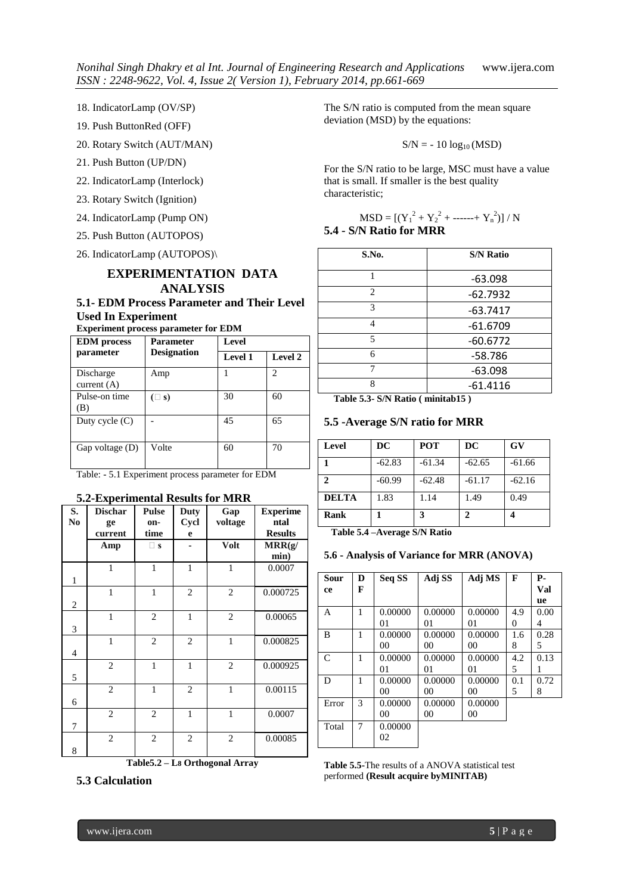18. IndicatorLamp (OV/SP)
19. Push ButtonRed (OFF)
20. Rotary Switch (AUT/MAN)
21. Push Button (UP/DN)
22. IndicatorLamp (Interlock)
23. Rotary Switch (Ignition)
24. IndicatorLamp (Pump ON)
25. Push Button (AUTOPOS)
26. IndicatorLamp (AUTOPOS)\

## EXPERIMENTATION DATA ANALYSIS

### 5.1- EDM Process Parameter and Their Level Used In Experiment

**Experiment process parameter for EDM**

| EDM process parameter | Parameter Designation | Level | |
|---|---|---|---|
| | | Level 1 | Level 2 |
| Discharge current (A) | Amp | 1 | 2 |
| Pulse-on time (B) | (µ s) | 30 | 60 |
| Duty cycle (C) | - | 45 | 65 |
| Gap voltage (D) | Volte | 60 | 70 |

Table: - 5.1 Experiment process parameter for EDM

### 5.2-Experimental Results for MRR

| S. No | Discharge current | Pulse on-time | Duty Cycle | Gap voltage | Experimental Results |
|---|---|---|---|---|---|
| | Amp | µ s | - | Volt | MRR(g/min) |
| 1 | 1 | 1 | 1 | 1 | 0.0007 |
| 2 | 1 | 1 | 2 | 2 | 0.000725 |
| 3 | 1 | 2 | 1 | 2 | 0.00065 |
| 4 | 1 | 2 | 2 | 1 | 0.000825 |
| 5 | 2 | 1 | 1 | 2 | 0.000925 |
| 6 | 2 | 1 | 2 | 1 | 0.00115 |
| 7 | 2 | 2 | 1 | 1 | 0.0007 |
| 8 | 2 | 2 | 2 | 2 | 0.00085 |

**Table5.2 – $L_8$ Orthogonal Array**

### 5.3 Calculation

The S/N ratio is computed from the mean square deviation (MSD) by the equations:

$$S/N = -10 \log_{10} (MSD)$$

For the S/N ratio to be large, MSC must have a value that is small. If smaller is the best quality characteristic;

$$MSD = [(Y_1^2 + Y_2^2 + \text{------} + Y_n^2)] / N$$

### 5.4 - S/N Ratio for MRR

| S.No. | S/N Ratio |
|---|---|
| 1 | -63.098 |
| 2 | -62.7932 |
| 3 | -63.7417 |
| 4 | -61.6709 |
| 5 | -60.6772 |
| 6 | -58.786 |
| 7 | -63.098 |
| 8 | -61.4116 |

**Table 5.3- S/N Ratio ( minitab15 )**

### 5.5 -Average S/N ratio for MRR

| Level | DC | POT | DC | GV |
|---|---|---|---|---|
| **1** | -62.83 | -61.34 | -62.65 | -61.66 |
| **2** | -60.99 | -62.48 | -61.17 | -62.16 |
| **DELTA** | 1.83 | 1.14 | 1.49 | 0.49 |
| **Rank** | **1** | **3** | **2** | **4** |

**Table 5.4 –Average S/N Ratio**

#### 5.6 - Analysis of Variance for MRR (ANOVA)

| Source | DF | Seq SS | Adj SS | Adj MS | F | P-Value |
|---|---|---|---|---|---|---|
| A | 1 | 0.0000001 | 0.0000001 | 0.0000001 | 4.90 | 0.004 |
| B | 1 | 0.0000000 | 0.0000000 | 0.0000000 | 1.68 | 0.285 |
| C | 1 | 0.0000001 | 0.0000001 | 0.0000001 | 4.25 | 0.131 |
| D | 1 | 0.0000000 | 0.0000000 | 0.0000000 | 0.15 | 0.728 |
| Error | 3 | 0.0000000 | 0.0000000 | 0.0000000 | | |
| Total | 7 | 0.0000002 | | | | |

**Table 5.5**-The results of a ANOVA statistical test performed **(Result acquire byMINITAB)**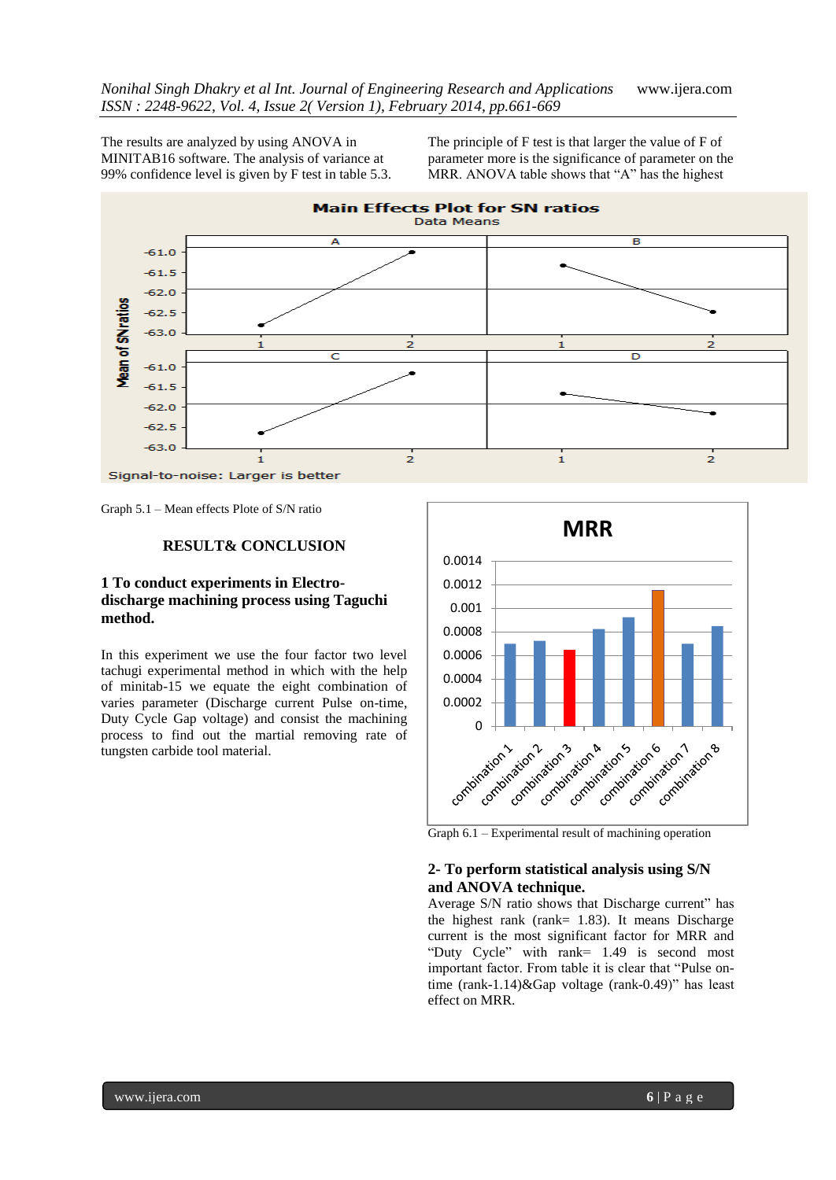The results are analyzed by using ANOVA in MINITAB16 software. The analysis of variance at 99% confidence level is given by F test in table 5.3. The principle of F test is that larger the value of F of parameter more is the significance of parameter on the MRR. ANOVA table shows that "A" has the highest

Graph 5.1 – Mean effects Plote of S/N ratio

## RESULT& CONCLUSION

### 1 To conduct experiments in Electro-discharge machining process using Taguchi method.

In this experiment we use the four factor two level tachugi experimental method in which with the help of minitab-15 we equate the eight combination of varies parameter (Discharge current Pulse on-time, Duty Cycle Gap voltage) and consist the machining process to find out the martial removing rate of tungsten carbide tool material.

Graph 6.1 – Experimental result of machining operation

### 2- To perform statistical analysis using S/N and ANOVA technique.

Average S/N ratio shows that Discharge current" has the highest rank (rank= 1.83). It means Discharge current is the most significant factor for MRR and "Duty Cycle" with rank= 1.49 is second most important factor. From table it is clear that "Pulse on-time (rank-1.14)&Gap voltage (rank-0.49)" has least effect on MRR.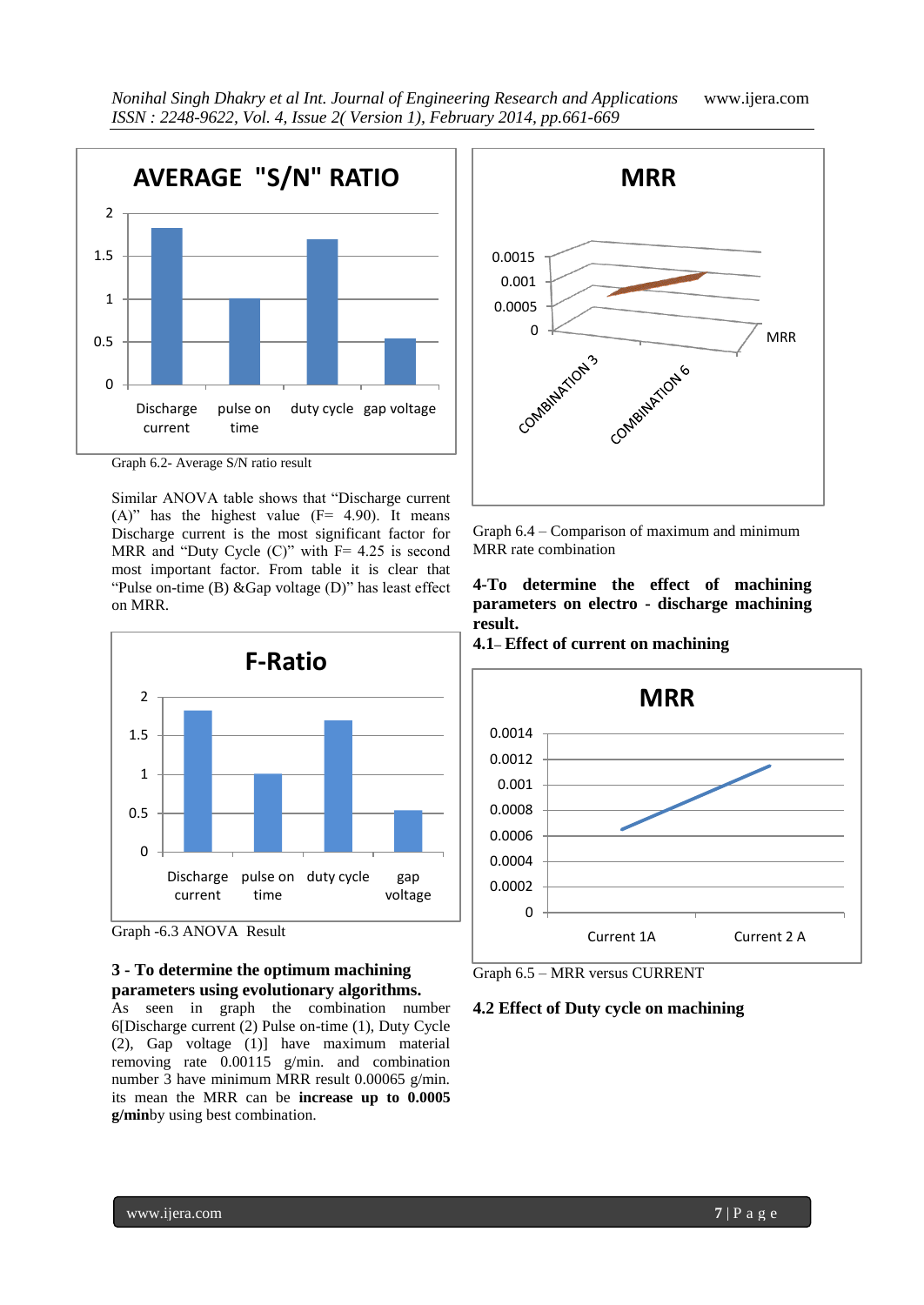Graph 6.2- Average S/N ratio result

Similar ANOVA table shows that "Discharge current (A)" has the highest value (F= 4.90). It means Discharge current is the most significant factor for MRR and "Duty Cycle (C)" with F= 4.25 is second most important factor. From table it is clear that "Pulse on-time (B) &Gap voltage (D)" has least effect on MRR.

Graph -6.3 ANOVA Result

### 3 - To determine the optimum machining parameters using evolutionary algorithms.

As seen in graph the combination number 6[Discharge current (2) Pulse on-time (1), Duty Cycle (2), Gap voltage (1)] have maximum material removing rate 0.00115 g/min. and combination number 3 have minimum MRR result 0.00065 g/min. its mean the MRR can be **increase up to 0.0005 g/min**by using best combination.

Graph 6.4 – Comparison of maximum and minimum MRR rate combination

### 4-To determine the effect of machining parameters on electro - discharge machining result.

#### 4.1– Effect of current on machining

Graph 6.5 – MRR versus CURRENT

#### 4.2 Effect of Duty cycle on machining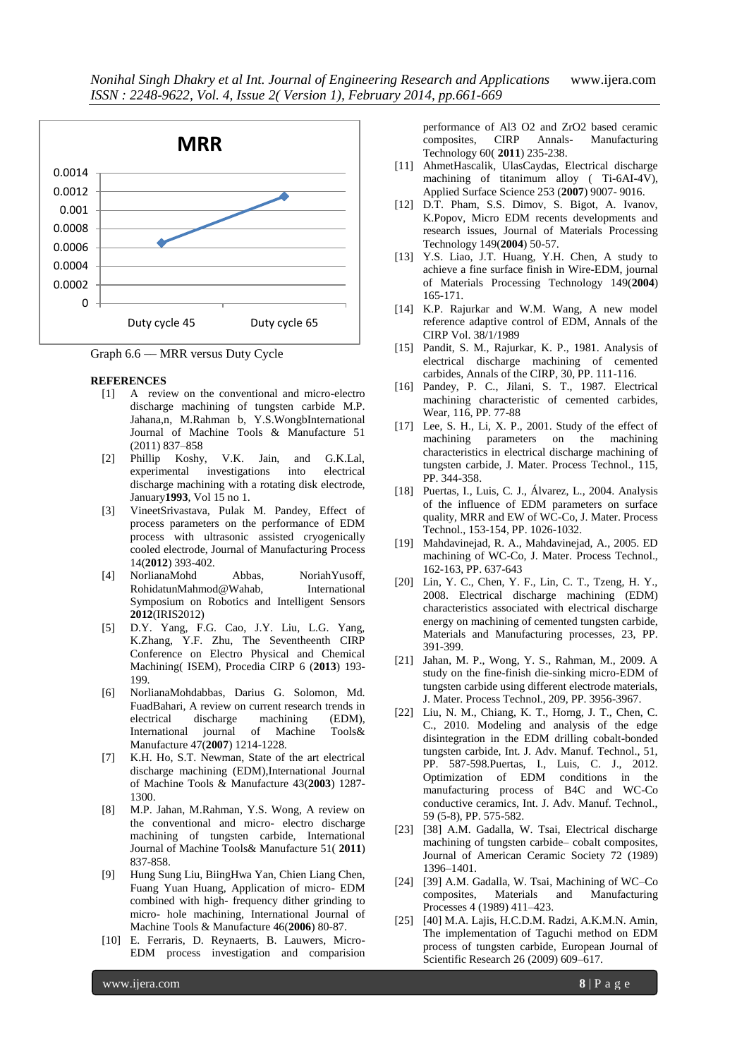Graph 6.6 — MRR versus Duty Cycle

## REFERENCES

[1] A review on the conventional and micro-electro discharge machining of tungsten carbide M.P. Jahana,n, M.Rahman b, Y.S.WongbInternational Journal of Machine Tools & Manufacture 51 (2011) 837–858

[2] Phillip Koshy, V.K. Jain, and G.K.Lal, experimental investigations into electrical discharge machining with a rotating disk electrode, January**1993**, Vol 15 no 1.

[3] VineetSrivastava, Pulak M. Pandey, Effect of process parameters on the performance of EDM process with ultrasonic assisted cryogenically cooled electrode, Journal of Manufacturing Process 14(**2012**) 393-402.

[4] NorlianaMohd Abbas, NoriahYusoff, RohidatunMahmod@Wahab, International Symposium on Robotics and Intelligent Sensors **2012**(IRIS2012)

[5] D.Y. Yang, F.G. Cao, J.Y. Liu, L.G. Yang, K.Zhang, Y.F. Zhu, The Seventheenth CIRP Conference on Electro Physical and Chemical Machining( ISEM), Procedia CIRP 6 (**2013**) 193-199.

[6] NorlianaMohdabbas, Darius G. Solomon, Md. FuadBahari, A review on current research trends in electrical discharge machining (EDM), International journal of Machine Tools& Manufacture 47(**2007**) 1214-1228.

[7] K.H. Ho, S.T. Newman, State of the art electrical discharge machining (EDM),International Journal of Machine Tools & Manufacture 43(**2003**) 1287-1300.

[8] M.P. Jahan, M.Rahman, Y.S. Wong, A review on the conventional and micro- electro discharge machining of tungsten carbide, International Journal of Machine Tools& Manufacture 51( **2011**) 837-858.

[9] Hung Sung Liu, BiingHwa Yan, Chien Liang Chen, Fuang Yuan Huang, Application of micro- EDM combined with high- frequency dither grinding to micro- hole machining, International Journal of Machine Tools & Manufacture 46(**2006**) 80-87.

[10] E. Ferraris, D. Reynaerts, B. Lauwers, Micro-EDM process investigation and comparision performance of Al3 O2 and ZrO2 based ceramic composites, CIRP Annals- Manufacturing Technology 60( **2011**) 235-238.

[11] AhmetHascalik, UlasCaydas, Electrical discharge machining of titanimum alloy ( Ti-6AI-4V), Applied Surface Science 253 (**2007**) 9007- 9016.

[12] D.T. Pham, S.S. Dimov, S. Bigot, A. Ivanov, K.Popov, Micro EDM recents developments and research issues, Journal of Materials Processing Technology 149(**2004**) 50-57.

[13] Y.S. Liao, J.T. Huang, Y.H. Chen, A study to achieve a fine surface finish in Wire-EDM, journal of Materials Processing Technology 149(**2004**) 165-171.

[14] K.P. Rajurkar and W.M. Wang, A new model reference adaptive control of EDM, Annals of the CIRP Vol. 38/1/1989

[15] Pandit, S. M., Rajurkar, K. P., 1981. Analysis of electrical discharge machining of cemented carbides, Annals of the CIRP, 30, PP. 111-116.

[16] Pandey, P. C., Jilani, S. T., 1987. Electrical machining characteristic of cemented carbides, Wear, 116, PP. 77-88

[17] Lee, S. H., Li, X. P., 2001. Study of the effect of machining parameters on the machining characteristics in electrical discharge machining of tungsten carbide, J. Mater. Process Technol., 115, PP. 344-358.

[18] Puertas, I., Luis, C. J., Álvarez, L., 2004. Analysis of the influence of EDM parameters on surface quality, MRR and EW of WC-Co, J. Mater. Process Technol., 153-154, PP. 1026-1032.

[19] Mahdavinejad, R. A., Mahdavinejad, A., 2005. ED machining of WC-Co, J. Mater. Process Technol., 162-163, PP. 637-643

[20] Lin, Y. C., Chen, Y. F., Lin, C. T., Tzeng, H. Y., 2008. Electrical discharge machining (EDM) characteristics associated with electrical discharge energy on machining of cemented tungsten carbide, Materials and Manufacturing processes, 23, PP. 391-399.

[21] Jahan, M. P., Wong, Y. S., Rahman, M., 2009. A study on the fine-finish die-sinking micro-EDM of tungsten carbide using different electrode materials, J. Mater. Process Technol., 209, PP. 3956-3967.

[22] Liu, N. M., Chiang, K. T., Horng, J. T., Chen, C. C., 2010. Modeling and analysis of the edge disintegration in the EDM drilling cobalt-bonded tungsten carbide, Int. J. Adv. Manuf. Technol., 51, PP. 587-598.Puertas, I., Luis, C. J., 2012. Optimization of EDM conditions in the manufacturing process of B4C and WC-Co conductive ceramics, Int. J. Adv. Manuf. Technol., 59 (5-8), PP. 575-582.

[23] [38] A.M. Gadalla, W. Tsai, Electrical discharge machining of tungsten carbide– cobalt composites, Journal of American Ceramic Society 72 (1989) 1396–1401.

[24] [39] A.M. Gadalla, W. Tsai, Machining of WC–Co composites, Materials and Manufacturing Processes 4 (1989) 411–423.

[25] [40] M.A. Lajis, H.C.D.M. Radzi, A.K.M.N. Amin, The implementation of Taguchi method on EDM process of tungsten carbide, European Journal of Scientific Research 26 (2009) 609–617.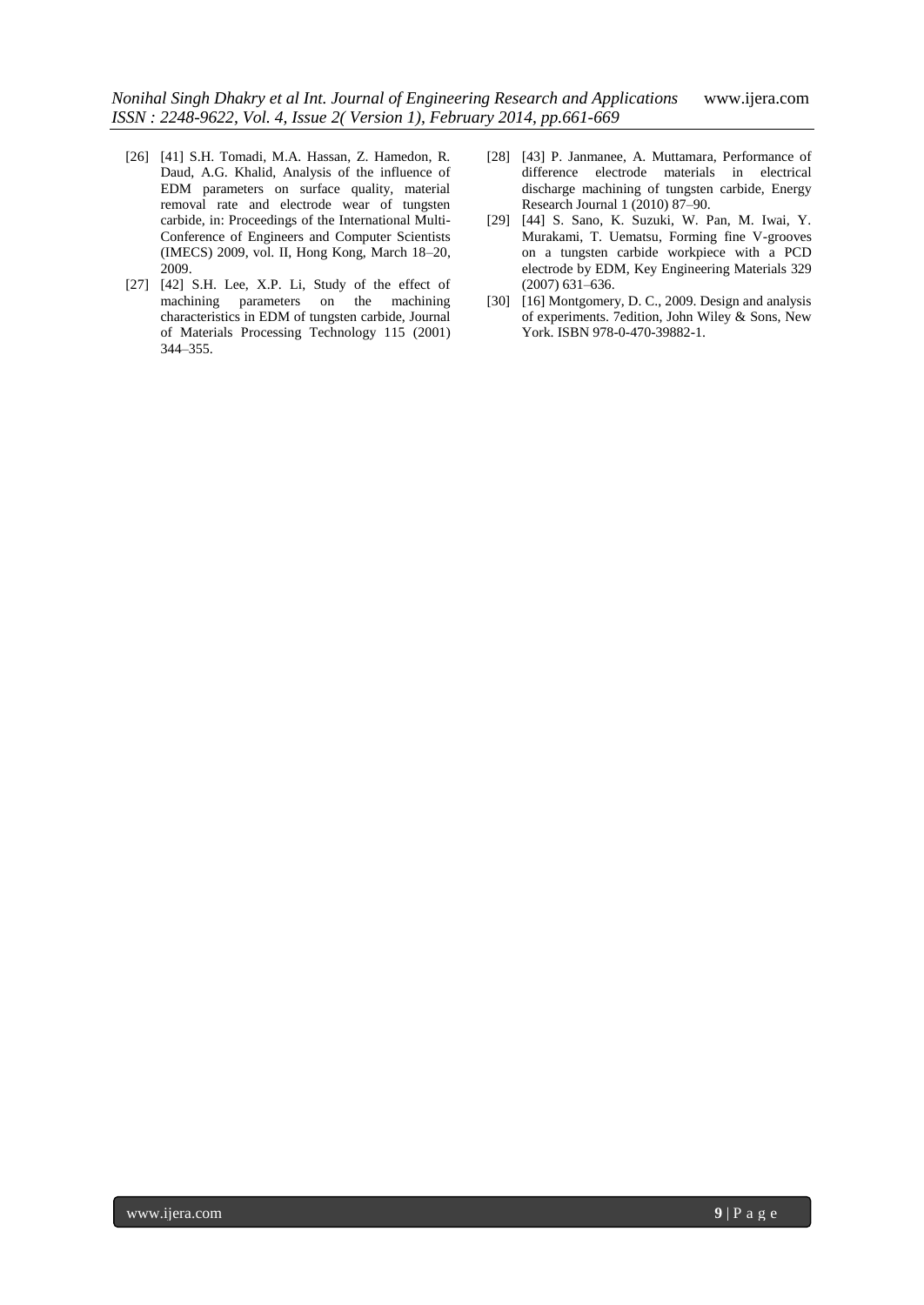[26] [41] S.H. Tomadi, M.A. Hassan, Z. Hamedon, R. Daud, A.G. Khalid, Analysis of the influence of EDM parameters on surface quality, material removal rate and electrode wear of tungsten carbide, in: Proceedings of the International Multi-Conference of Engineers and Computer Scientists (IMECS) 2009, vol. II, Hong Kong, March 18–20, 2009.

[27] [42] S.H. Lee, X.P. Li, Study of the effect of machining parameters on the machining characteristics in EDM of tungsten carbide, Journal of Materials Processing Technology 115 (2001) 344–355.

[28] [43] P. Janmanee, A. Muttamara, Performance of difference electrode materials in electrical discharge machining of tungsten carbide, Energy Research Journal 1 (2010) 87–90.

[29] [44] S. Sano, K. Suzuki, W. Pan, M. Iwai, Y. Murakami, T. Uematsu, Forming fine V-grooves on a tungsten carbide workpiece with a PCD electrode by EDM, Key Engineering Materials 329 (2007) 631–636.

[30] [16] Montgomery, D. C., 2009. Design and analysis of experiments. 7edition, John Wiley & Sons, New York. ISBN 978-0-470-39882-1.